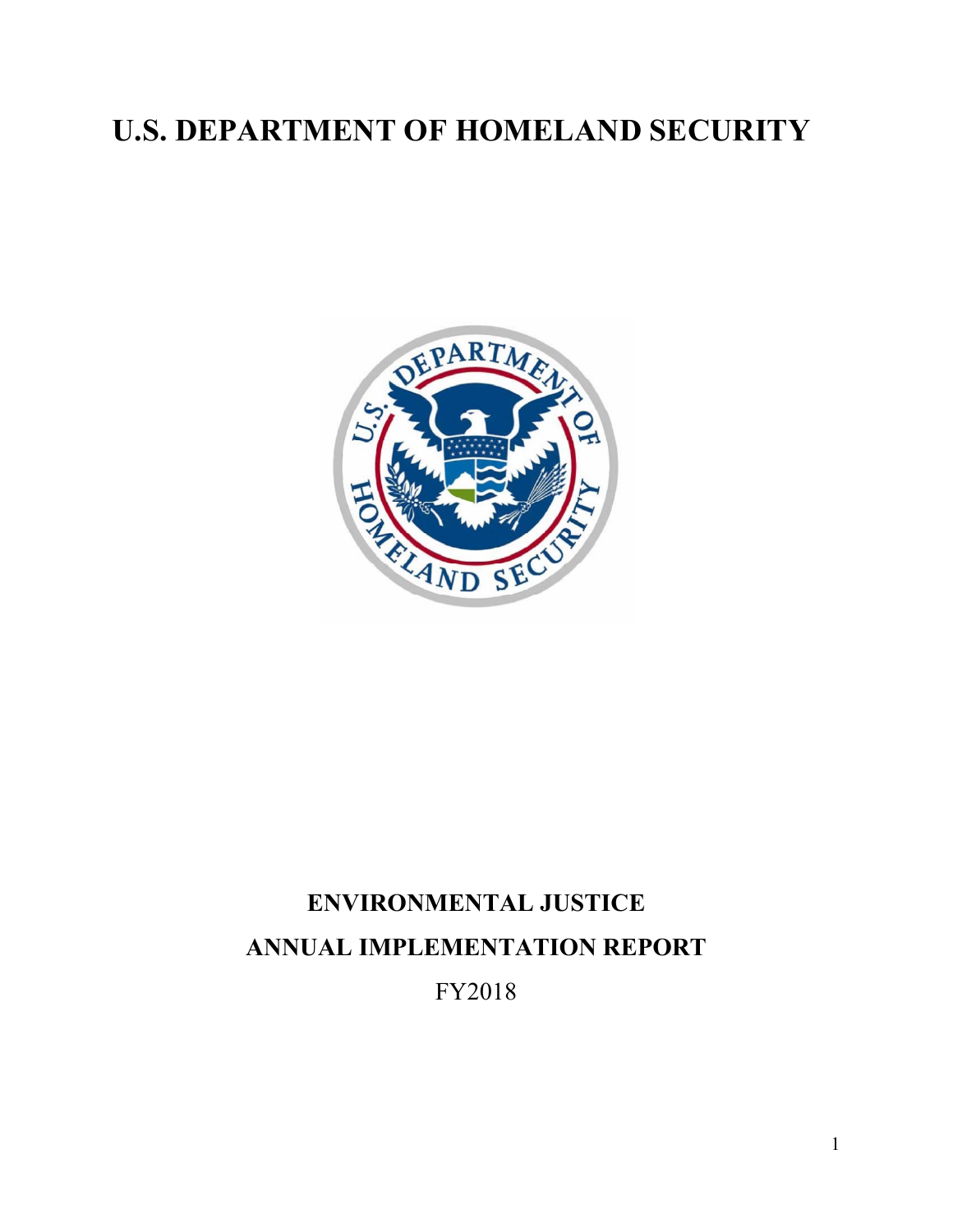# U.S. DEPARTMENT OF HOMELAND SECURITY

**ENVIRONMENTAL JUSTICE**

**ANNUAL IMPLEMENTATION REPORT**

FY2018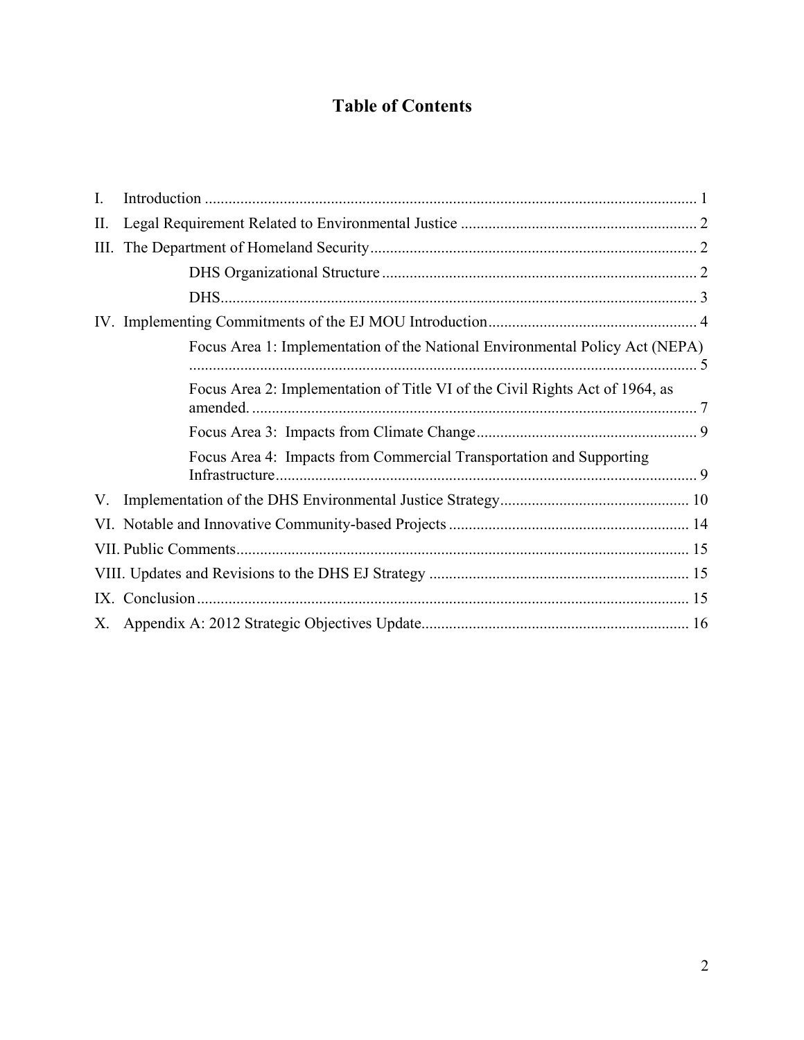# Table of Contents

I. Introduction ..... 1

II. Legal Requirement Related to Environmental Justice ..... 2

III. The Department of Homeland Security ..... 2

- DHS Organizational Structure ..... 2
- DHS ..... 3

IV. Implementing Commitments of the EJ MOU Introduction ..... 4

- Focus Area 1: Implementation of the National Environmental Policy Act (NEPA) ..... 5
- Focus Area 2: Implementation of Title VI of the Civil Rights Act of 1964, as amended. ..... 7
- Focus Area 3: Impacts from Climate Change ..... 9
- Focus Area 4: Impacts from Commercial Transportation and Supporting Infrastructure ..... 9

V. Implementation of the DHS Environmental Justice Strategy ..... 10

VI. Notable and Innovative Community-based Projects ..... 14

VII. Public Comments ..... 15

VIII. Updates and Revisions to the DHS EJ Strategy ..... 15

IX. Conclusion ..... 15

X. Appendix A: 2012 Strategic Objectives Update ..... 16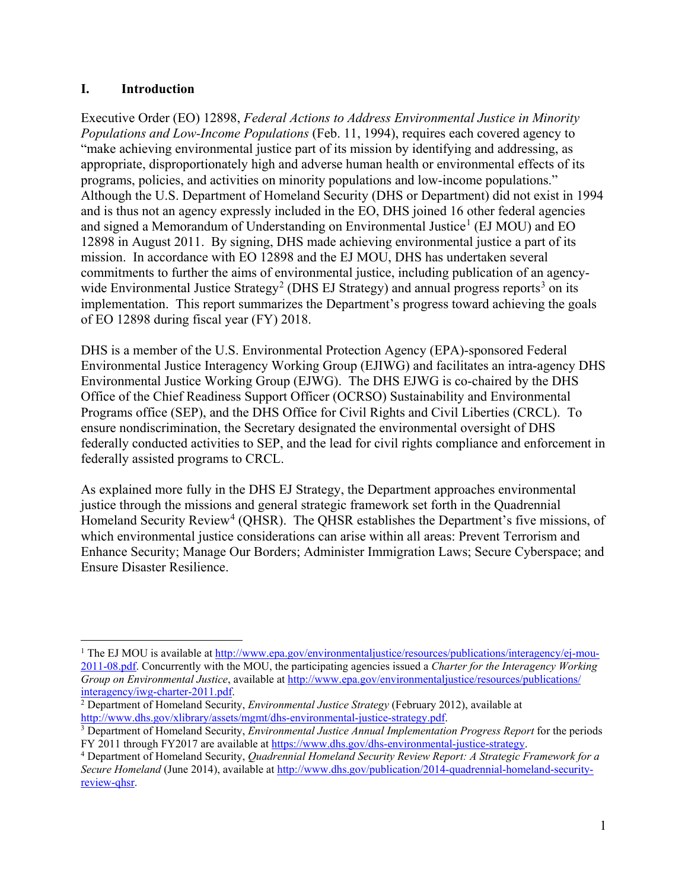## I. Introduction

Executive Order (EO) 12898, *Federal Actions to Address Environmental Justice in Minority Populations and Low-Income Populations* (Feb. 11, 1994), requires each covered agency to "make achieving environmental justice part of its mission by identifying and addressing, as appropriate, disproportionately high and adverse human health or environmental effects of its programs, policies, and activities on minority populations and low-income populations." Although the U.S. Department of Homeland Security (DHS or Department) did not exist in 1994 and is thus not an agency expressly included in the EO, DHS joined 16 other federal agencies and signed a Memorandum of Understanding on Environmental Justice[1] (EJ MOU) and EO 12898 in August 2011. By signing, DHS made achieving environmental justice a part of its mission. In accordance with EO 12898 and the EJ MOU, DHS has undertaken several commitments to further the aims of environmental justice, including publication of an agency-wide Environmental Justice Strategy[2] (DHS EJ Strategy) and annual progress reports[3] on its implementation. This report summarizes the Department's progress toward achieving the goals of EO 12898 during fiscal year (FY) 2018.

DHS is a member of the U.S. Environmental Protection Agency (EPA)-sponsored Federal Environmental Justice Interagency Working Group (EJIWG) and facilitates an intra-agency DHS Environmental Justice Working Group (EJWG). The DHS EJWG is co-chaired by the DHS Office of the Chief Readiness Support Officer (OCRSO) Sustainability and Environmental Programs office (SEP), and the DHS Office for Civil Rights and Civil Liberties (CRCL). To ensure nondiscrimination, the Secretary designated the environmental oversight of DHS federally conducted activities to SEP, and the lead for civil rights compliance and enforcement in federally assisted programs to CRCL.

As explained more fully in the DHS EJ Strategy, the Department approaches environmental justice through the missions and general strategic framework set forth in the Quadrennial Homeland Security Review[4] (QHSR). The QHSR establishes the Department's five missions, of which environmental justice considerations can arise within all areas: Prevent Terrorism and Enhance Security; Manage Our Borders; Administer Immigration Laws; Secure Cyberspace; and Ensure Disaster Resilience.

---

[1] The EJ MOU is available at http://www.epa.gov/environmentaljustice/resources/publications/interagency/ej-mou-2011-08.pdf. Concurrently with the MOU, the participating agencies issued a *Charter for the Interagency Working Group on Environmental Justice*, available at http://www.epa.gov/environmentaljustice/resources/publications/interagency/iwg-charter-2011.pdf.

[2] Department of Homeland Security, *Environmental Justice Strategy* (February 2012), available at http://www.dhs.gov/xlibrary/assets/mgmt/dhs-environmental-justice-strategy.pdf.

[3] Department of Homeland Security, *Environmental Justice Annual Implementation Progress Report* for the periods FY 2011 through FY2017 are available at https://www.dhs.gov/dhs-environmental-justice-strategy.

[4] Department of Homeland Security, *Quadrennial Homeland Security Review Report: A Strategic Framework for a Secure Homeland* (June 2014), available at http://www.dhs.gov/publication/2014-quadrennial-homeland-security-review-qhsr.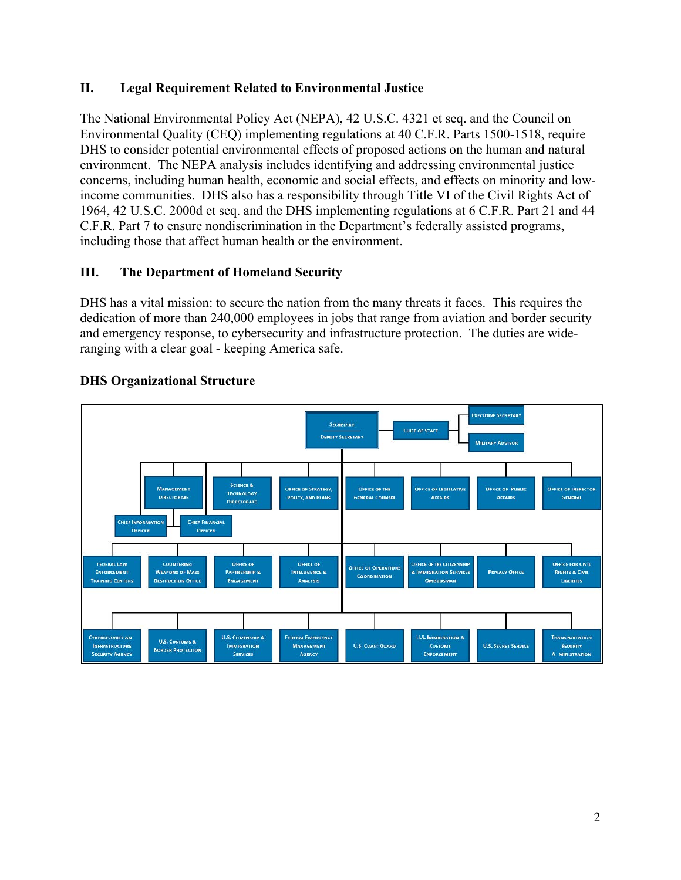## II. Legal Requirement Related to Environmental Justice

The National Environmental Policy Act (NEPA), 42 U.S.C. 4321 et seq. and the Council on Environmental Quality (CEQ) implementing regulations at 40 C.F.R. Parts 1500-1518, require DHS to consider potential environmental effects of proposed actions on the human and natural environment. The NEPA analysis includes identifying and addressing environmental justice concerns, including human health, economic and social effects, and effects on minority and low-income communities. DHS also has a responsibility through Title VI of the Civil Rights Act of 1964, 42 U.S.C. 2000d et seq. and the DHS implementing regulations at 6 C.F.R. Part 21 and 44 C.F.R. Part 7 to ensure nondiscrimination in the Department's federally assisted programs, including those that affect human health or the environment.

## III. The Department of Homeland Security

DHS has a vital mission: to secure the nation from the many threats it faces. This requires the dedication of more than 240,000 employees in jobs that range from aviation and border security and emergency response, to cybersecurity and infrastructure protection. The duties are wide-ranging with a clear goal - keeping America safe.

### DHS Organizational Structure

- Secretary / Deputy Secretary
  - Chief of Staff
    - Executive Secretary
    - Military Advisor
  - Management Directorate
    - Chief Information Officer
    - Chief Financial Officer
  - Science & Technology Directorate
  - Office of Strategy, Policy, and Plans
  - Office of the General Counsel
  - Office of Legislative Affairs
  - Office of Public Affairs
  - Office of Inspector General
  - Federal Law Enforcement Training Centers
  - Countering Weapons of Mass Destruction Office
  - Office of Partnership & Engagement
  - Office of Intelligence & Analysis
  - Office of Operations Coordination
  - Office of the Citizenship & Immigration Services Ombudsman
  - Privacy Office
  - Office for Civil Rights & Civil Liberties
  - Cybersecurity an Infrastructure Security Agency
  - U.S. Customs & Border Protection
  - U.S. Citizenship & Immigration Services
  - Federal Emergency Management Agency
  - U.S. Coast Guard
  - U.S. Immigration & Customs Enforcement
  - U.S. Secret Service
  - Transportation Security A ministration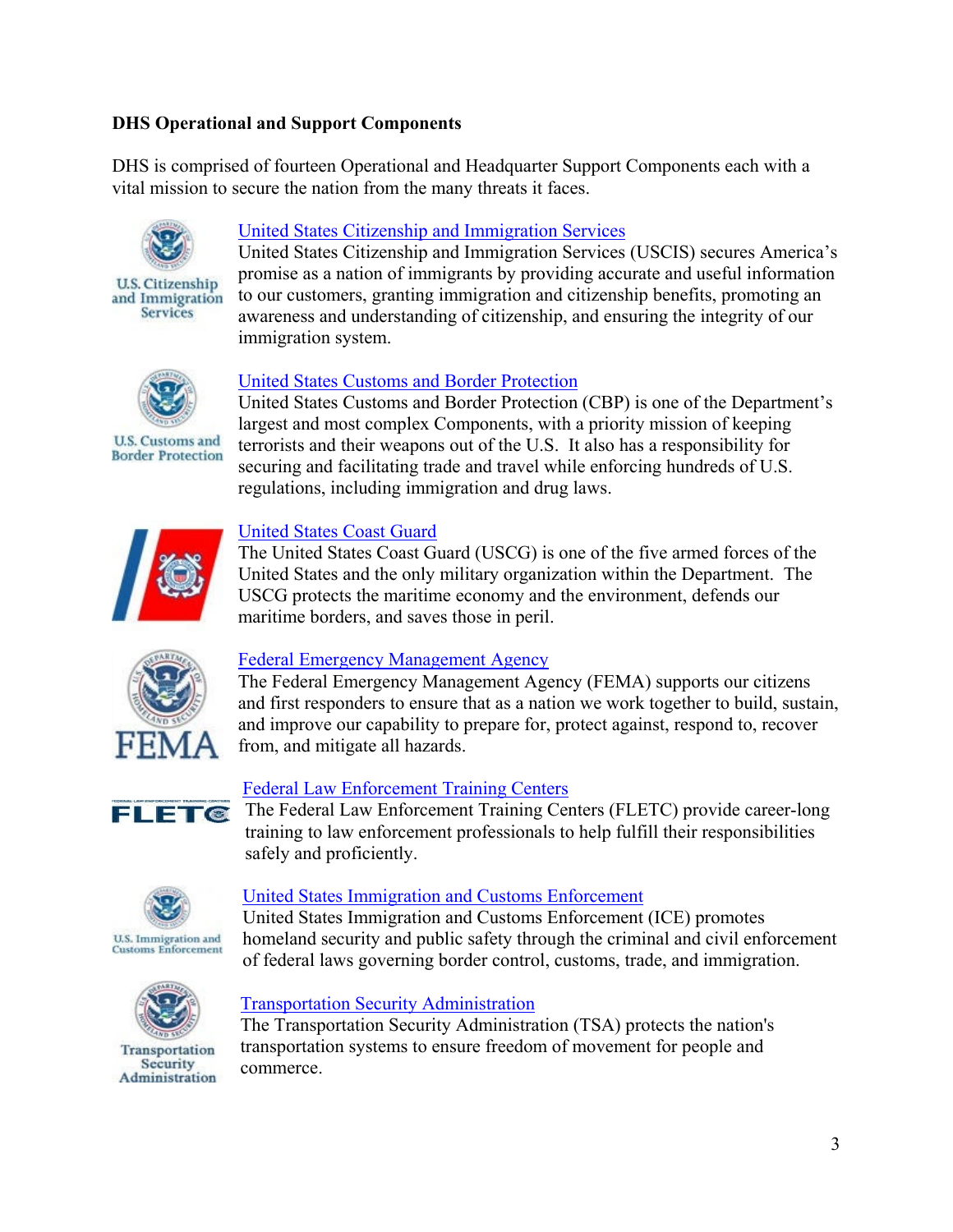**DHS Operational and Support Components**

DHS is comprised of fourteen Operational and Headquarter Support Components each with a vital mission to secure the nation from the many threats it faces.

U.S. Citizenship and Immigration Services

United States Citizenship and Immigration Services

United States Citizenship and Immigration Services (USCIS) secures America's promise as a nation of immigrants by providing accurate and useful information to our customers, granting immigration and citizenship benefits, promoting an awareness and understanding of citizenship, and ensuring the integrity of our immigration system.

U.S. Customs and Border Protection

United States Customs and Border Protection

United States Customs and Border Protection (CBP) is one of the Department's largest and most complex Components, with a priority mission of keeping terrorists and their weapons out of the U.S. It also has a responsibility for securing and facilitating trade and travel while enforcing hundreds of U.S. regulations, including immigration and drug laws.

United States Coast Guard

The United States Coast Guard (USCG) is one of the five armed forces of the United States and the only military organization within the Department. The USCG protects the maritime economy and the environment, defends our maritime borders, and saves those in peril.

FEMA

Federal Emergency Management Agency

The Federal Emergency Management Agency (FEMA) supports our citizens and first responders to ensure that as a nation we work together to build, sustain, and improve our capability to prepare for, protect against, respond to, recover from, and mitigate all hazards.

FLETC

Federal Law Enforcement Training Centers

The Federal Law Enforcement Training Centers (FLETC) provide career-long training to law enforcement professionals to help fulfill their responsibilities safely and proficiently.

U.S. Immigration and Customs Enforcement

United States Immigration and Customs Enforcement

United States Immigration and Customs Enforcement (ICE) promotes homeland security and public safety through the criminal and civil enforcement of federal laws governing border control, customs, trade, and immigration.

Transportation Security Administration

Transportation Security Administration

The Transportation Security Administration (TSA) protects the nation's transportation systems to ensure freedom of movement for people and commerce.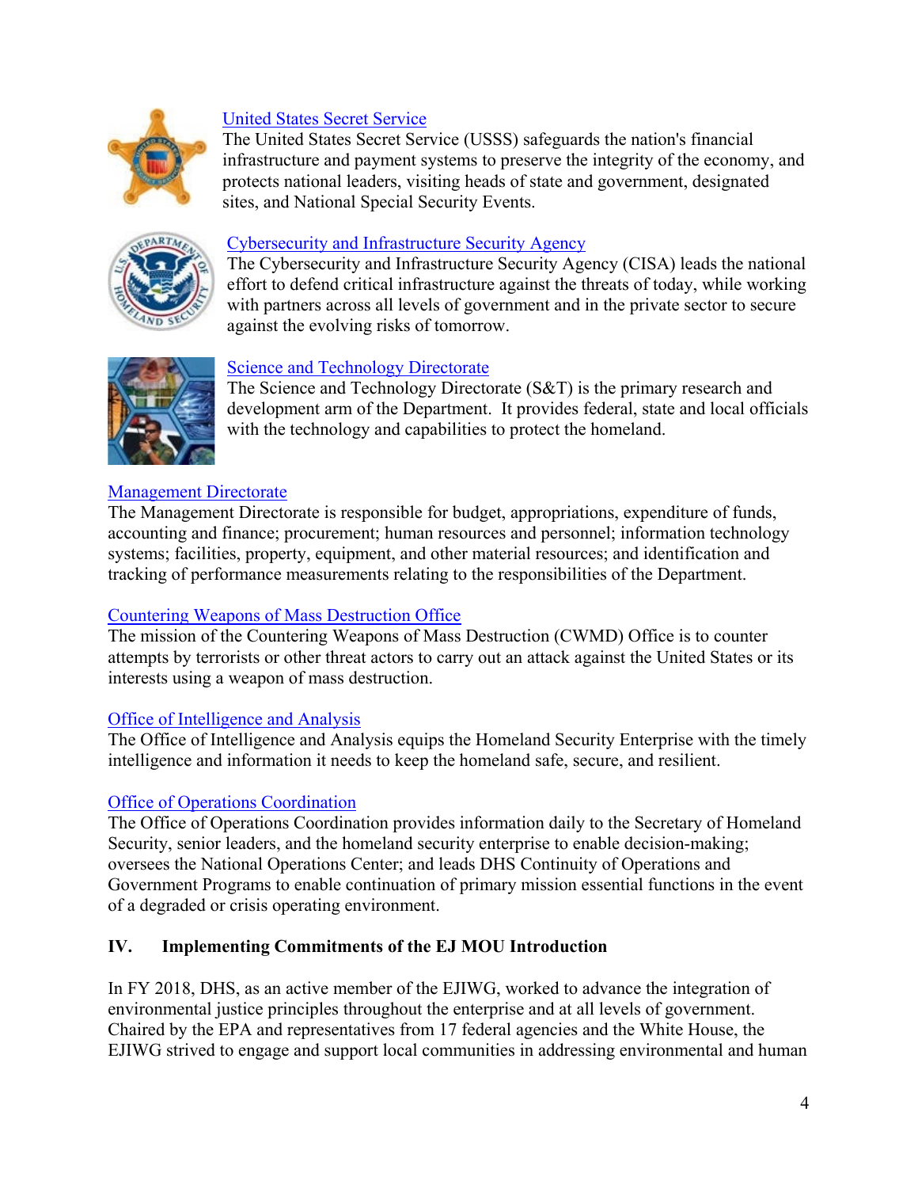United States Secret Service

The United States Secret Service (USSS) safeguards the nation's financial infrastructure and payment systems to preserve the integrity of the economy, and protects national leaders, visiting heads of state and government, designated sites, and National Special Security Events.

Cybersecurity and Infrastructure Security Agency

The Cybersecurity and Infrastructure Security Agency (CISA) leads the national effort to defend critical infrastructure against the threats of today, while working with partners across all levels of government and in the private sector to secure against the evolving risks of tomorrow.

Science and Technology Directorate

The Science and Technology Directorate (S&T) is the primary research and development arm of the Department. It provides federal, state and local officials with the technology and capabilities to protect the homeland.

Management Directorate

The Management Directorate is responsible for budget, appropriations, expenditure of funds, accounting and finance; procurement; human resources and personnel; information technology systems; facilities, property, equipment, and other material resources; and identification and tracking of performance measurements relating to the responsibilities of the Department.

Countering Weapons of Mass Destruction Office

The mission of the Countering Weapons of Mass Destruction (CWMD) Office is to counter attempts by terrorists or other threat actors to carry out an attack against the United States or its interests using a weapon of mass destruction.

Office of Intelligence and Analysis

The Office of Intelligence and Analysis equips the Homeland Security Enterprise with the timely intelligence and information it needs to keep the homeland safe, secure, and resilient.

Office of Operations Coordination

The Office of Operations Coordination provides information daily to the Secretary of Homeland Security, senior leaders, and the homeland security enterprise to enable decision-making; oversees the National Operations Center; and leads DHS Continuity of Operations and Government Programs to enable continuation of primary mission essential functions in the event of a degraded or crisis operating environment.

## IV. Implementing Commitments of the EJ MOU Introduction

In FY 2018, DHS, as an active member of the EJIWG, worked to advance the integration of environmental justice principles throughout the enterprise and at all levels of government. Chaired by the EPA and representatives from 17 federal agencies and the White House, the EJIWG strived to engage and support local communities in addressing environmental and human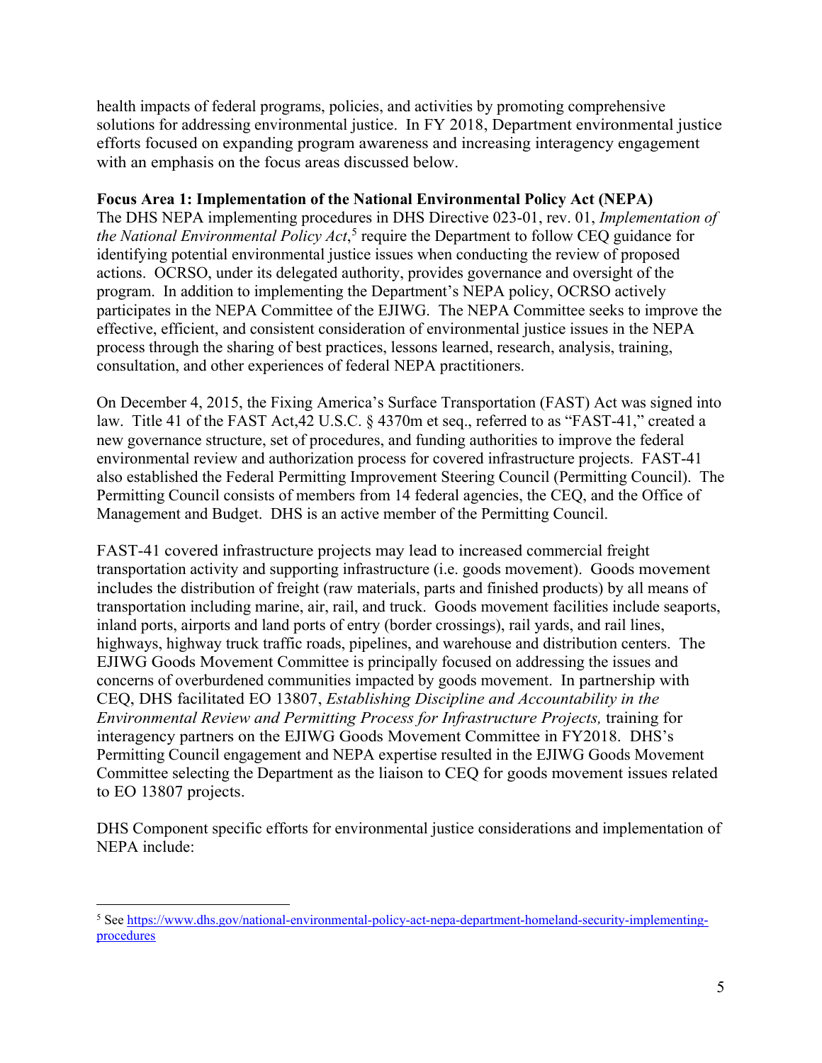health impacts of federal programs, policies, and activities by promoting comprehensive solutions for addressing environmental justice. In FY 2018, Department environmental justice efforts focused on expanding program awareness and increasing interagency engagement with an emphasis on the focus areas discussed below.

**Focus Area 1: Implementation of the National Environmental Policy Act (NEPA)**

The DHS NEPA implementing procedures in DHS Directive 023-01, rev. 01, *Implementation of the National Environmental Policy Act*,[5] require the Department to follow CEQ guidance for identifying potential environmental justice issues when conducting the review of proposed actions. OCRSO, under its delegated authority, provides governance and oversight of the program. In addition to implementing the Department's NEPA policy, OCRSO actively participates in the NEPA Committee of the EJIWG. The NEPA Committee seeks to improve the effective, efficient, and consistent consideration of environmental justice issues in the NEPA process through the sharing of best practices, lessons learned, research, analysis, training, consultation, and other experiences of federal NEPA practitioners.

On December 4, 2015, the Fixing America's Surface Transportation (FAST) Act was signed into law. Title 41 of the FAST Act,42 U.S.C. § 4370m et seq., referred to as "FAST-41," created a new governance structure, set of procedures, and funding authorities to improve the federal environmental review and authorization process for covered infrastructure projects. FAST-41 also established the Federal Permitting Improvement Steering Council (Permitting Council). The Permitting Council consists of members from 14 federal agencies, the CEQ, and the Office of Management and Budget. DHS is an active member of the Permitting Council.

FAST-41 covered infrastructure projects may lead to increased commercial freight transportation activity and supporting infrastructure (i.e. goods movement). Goods movement includes the distribution of freight (raw materials, parts and finished products) by all means of transportation including marine, air, rail, and truck. Goods movement facilities include seaports, inland ports, airports and land ports of entry (border crossings), rail yards, and rail lines, highways, highway truck traffic roads, pipelines, and warehouse and distribution centers. The EJIWG Goods Movement Committee is principally focused on addressing the issues and concerns of overburdened communities impacted by goods movement. In partnership with CEQ, DHS facilitated EO 13807, *Establishing Discipline and Accountability in the Environmental Review and Permitting Process for Infrastructure Projects,* training for interagency partners on the EJIWG Goods Movement Committee in FY2018. DHS's Permitting Council engagement and NEPA expertise resulted in the EJIWG Goods Movement Committee selecting the Department as the liaison to CEQ for goods movement issues related to EO 13807 projects.

DHS Component specific efforts for environmental justice considerations and implementation of NEPA include:

---

[5] See https://www.dhs.gov/national-environmental-policy-act-nepa-department-homeland-security-implementing-procedures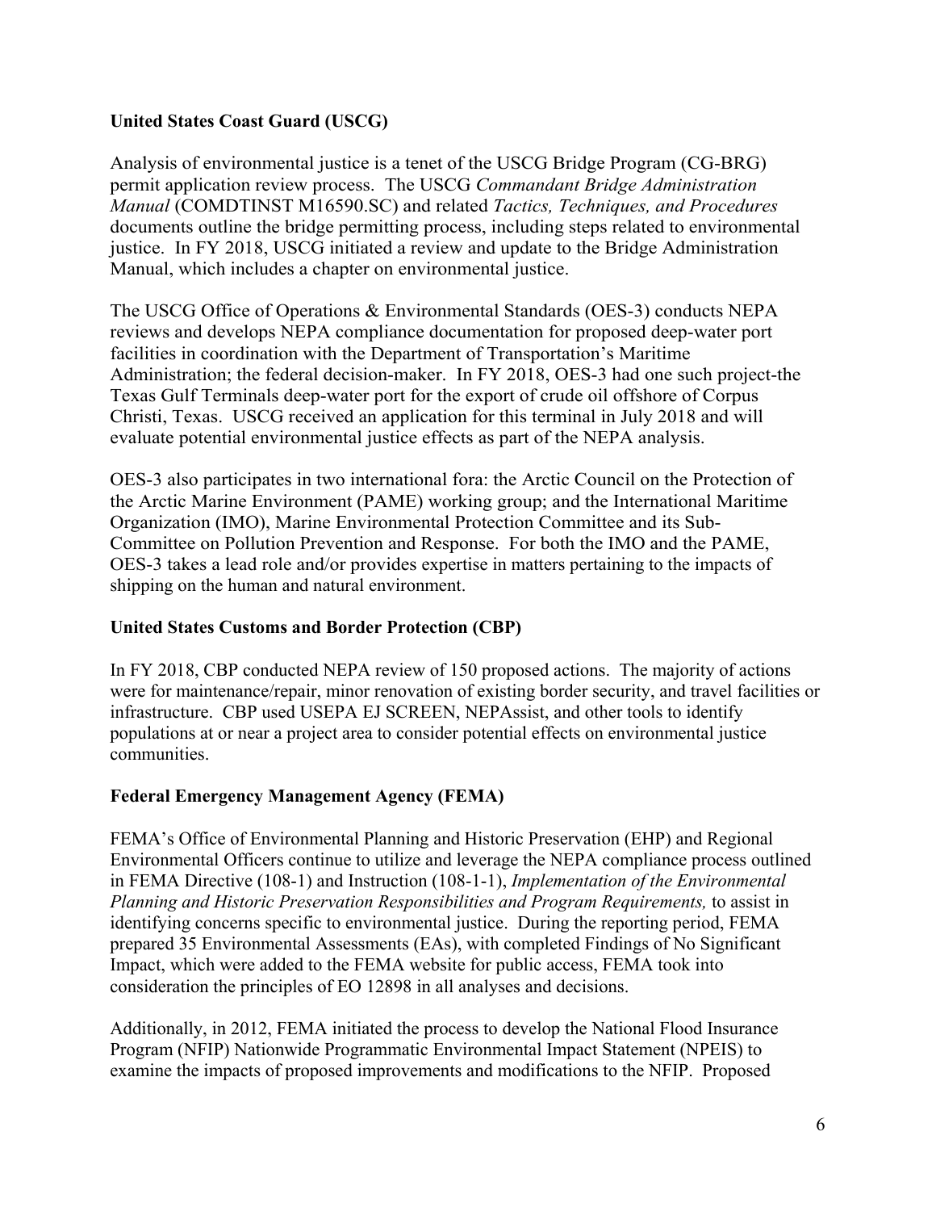**United States Coast Guard (USCG)**

Analysis of environmental justice is a tenet of the USCG Bridge Program (CG-BRG) permit application review process. The USCG *Commandant Bridge Administration Manual* (COMDTINST M16590.SC) and related *Tactics, Techniques, and Procedures* documents outline the bridge permitting process, including steps related to environmental justice. In FY 2018, USCG initiated a review and update to the Bridge Administration Manual, which includes a chapter on environmental justice.

The USCG Office of Operations & Environmental Standards (OES-3) conducts NEPA reviews and develops NEPA compliance documentation for proposed deep-water port facilities in coordination with the Department of Transportation's Maritime Administration; the federal decision-maker. In FY 2018, OES-3 had one such project-the Texas Gulf Terminals deep-water port for the export of crude oil offshore of Corpus Christi, Texas. USCG received an application for this terminal in July 2018 and will evaluate potential environmental justice effects as part of the NEPA analysis.

OES-3 also participates in two international fora: the Arctic Council on the Protection of the Arctic Marine Environment (PAME) working group; and the International Maritime Organization (IMO), Marine Environmental Protection Committee and its Sub-Committee on Pollution Prevention and Response. For both the IMO and the PAME, OES-3 takes a lead role and/or provides expertise in matters pertaining to the impacts of shipping on the human and natural environment.

**United States Customs and Border Protection (CBP)**

In FY 2018, CBP conducted NEPA review of 150 proposed actions. The majority of actions were for maintenance/repair, minor renovation of existing border security, and travel facilities or infrastructure. CBP used USEPA EJ SCREEN, NEPAssist, and other tools to identify populations at or near a project area to consider potential effects on environmental justice communities.

**Federal Emergency Management Agency (FEMA)**

FEMA's Office of Environmental Planning and Historic Preservation (EHP) and Regional Environmental Officers continue to utilize and leverage the NEPA compliance process outlined in FEMA Directive (108-1) and Instruction (108-1-1), *Implementation of the Environmental Planning and Historic Preservation Responsibilities and Program Requirements,* to assist in identifying concerns specific to environmental justice. During the reporting period, FEMA prepared 35 Environmental Assessments (EAs), with completed Findings of No Significant Impact, which were added to the FEMA website for public access, FEMA took into consideration the principles of EO 12898 in all analyses and decisions.

Additionally, in 2012, FEMA initiated the process to develop the National Flood Insurance Program (NFIP) Nationwide Programmatic Environmental Impact Statement (NPEIS) to examine the impacts of proposed improvements and modifications to the NFIP. Proposed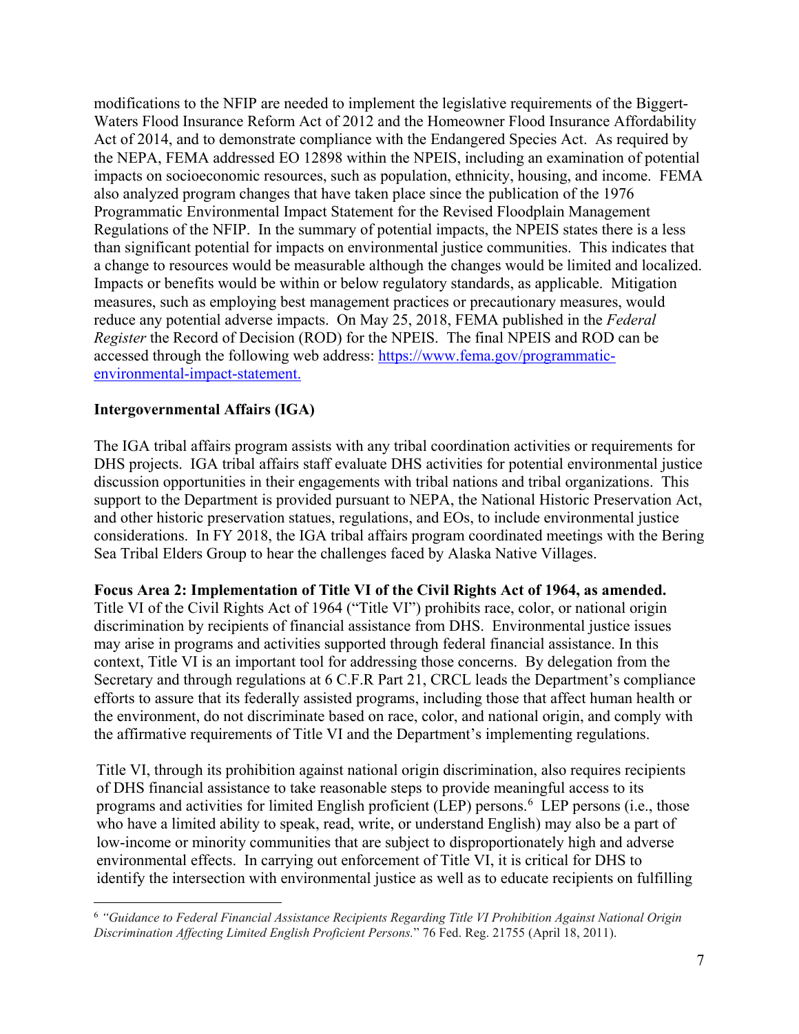modifications to the NFIP are needed to implement the legislative requirements of the Biggert-Waters Flood Insurance Reform Act of 2012 and the Homeowner Flood Insurance Affordability Act of 2014, and to demonstrate compliance with the Endangered Species Act. As required by the NEPA, FEMA addressed EO 12898 within the NPEIS, including an examination of potential impacts on socioeconomic resources, such as population, ethnicity, housing, and income. FEMA also analyzed program changes that have taken place since the publication of the 1976 Programmatic Environmental Impact Statement for the Revised Floodplain Management Regulations of the NFIP. In the summary of potential impacts, the NPEIS states there is a less than significant potential for impacts on environmental justice communities. This indicates that a change to resources would be measurable although the changes would be limited and localized. Impacts or benefits would be within or below regulatory standards, as applicable. Mitigation measures, such as employing best management practices or precautionary measures, would reduce any potential adverse impacts. On May 25, 2018, FEMA published in the *Federal Register* the Record of Decision (ROD) for the NPEIS. The final NPEIS and ROD can be accessed through the following web address: [https://www.fema.gov/programmatic-environmental-impact-statement.](https://www.fema.gov/programmatic-environmental-impact-statement)

**Intergovernmental Affairs (IGA)**

The IGA tribal affairs program assists with any tribal coordination activities or requirements for DHS projects. IGA tribal affairs staff evaluate DHS activities for potential environmental justice discussion opportunities in their engagements with tribal nations and tribal organizations. This support to the Department is provided pursuant to NEPA, the National Historic Preservation Act, and other historic preservation statues, regulations, and EOs, to include environmental justice considerations. In FY 2018, the IGA tribal affairs program coordinated meetings with the Bering Sea Tribal Elders Group to hear the challenges faced by Alaska Native Villages.

**Focus Area 2: Implementation of Title VI of the Civil Rights Act of 1964, as amended.** Title VI of the Civil Rights Act of 1964 ("Title VI") prohibits race, color, or national origin discrimination by recipients of financial assistance from DHS. Environmental justice issues may arise in programs and activities supported through federal financial assistance. In this context, Title VI is an important tool for addressing those concerns. By delegation from the Secretary and through regulations at 6 C.F.R Part 21, CRCL leads the Department's compliance efforts to assure that its federally assisted programs, including those that affect human health or the environment, do not discriminate based on race, color, and national origin, and comply with the affirmative requirements of Title VI and the Department's implementing regulations.

Title VI, through its prohibition against national origin discrimination, also requires recipients of DHS financial assistance to take reasonable steps to provide meaningful access to its programs and activities for limited English proficient (LEP) persons.[6] LEP persons (i.e., those who have a limited ability to speak, read, write, or understand English) may also be a part of low-income or minority communities that are subject to disproportionately high and adverse environmental effects. In carrying out enforcement of Title VI, it is critical for DHS to identify the intersection with environmental justice as well as to educate recipients on fulfilling

[6] *"Guidance to Federal Financial Assistance Recipients Regarding Title VI Prohibition Against National Origin Discrimination Affecting Limited English Proficient Persons.*" 76 Fed. Reg. 21755 (April 18, 2011).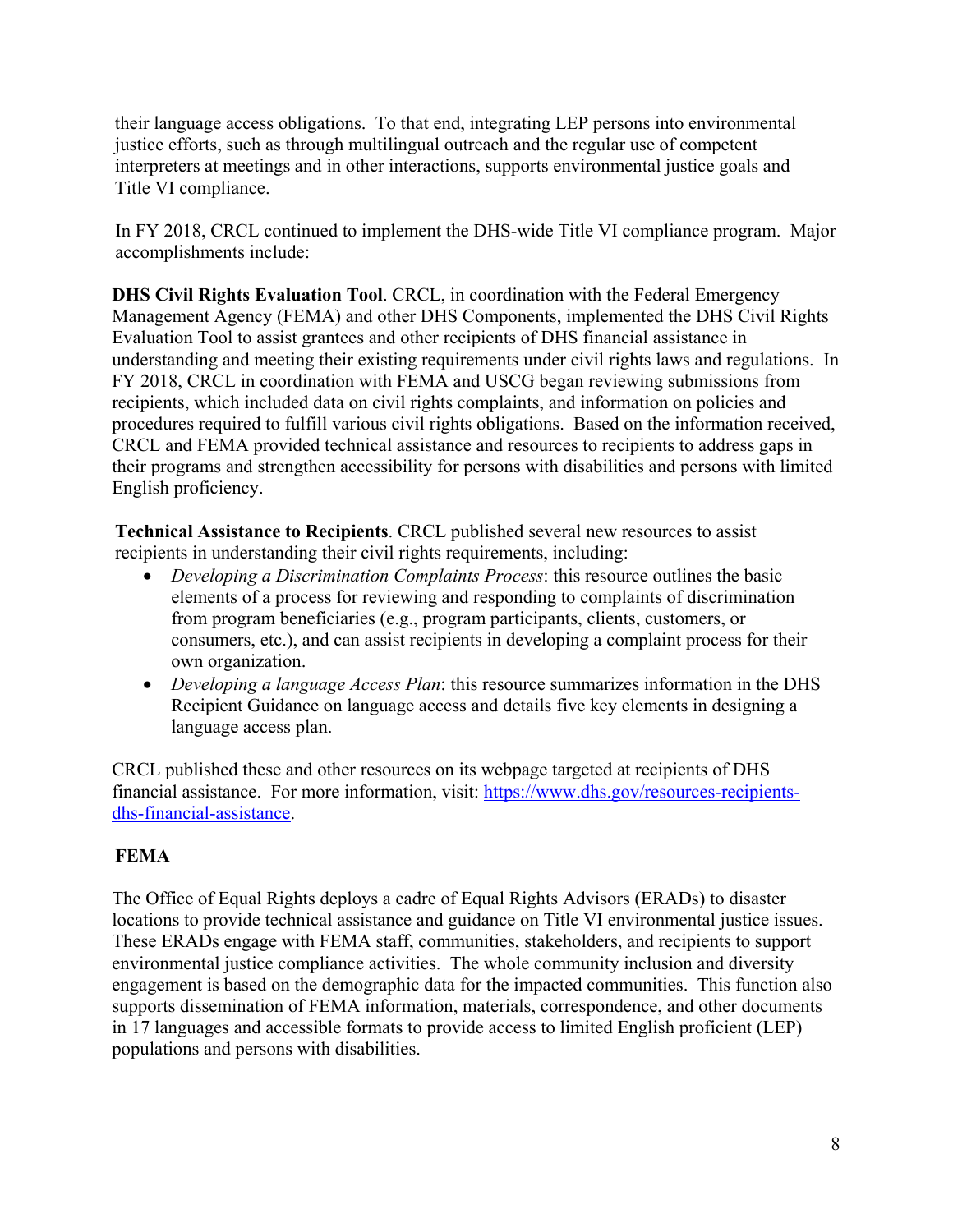their language access obligations. To that end, integrating LEP persons into environmental justice efforts, such as through multilingual outreach and the regular use of competent interpreters at meetings and in other interactions, supports environmental justice goals and Title VI compliance.

In FY 2018, CRCL continued to implement the DHS-wide Title VI compliance program. Major accomplishments include:

**DHS Civil Rights Evaluation Tool**. CRCL, in coordination with the Federal Emergency Management Agency (FEMA) and other DHS Components, implemented the DHS Civil Rights Evaluation Tool to assist grantees and other recipients of DHS financial assistance in understanding and meeting their existing requirements under civil rights laws and regulations. In FY 2018, CRCL in coordination with FEMA and USCG began reviewing submissions from recipients, which included data on civil rights complaints, and information on policies and procedures required to fulfill various civil rights obligations. Based on the information received, CRCL and FEMA provided technical assistance and resources to recipients to address gaps in their programs and strengthen accessibility for persons with disabilities and persons with limited English proficiency.

**Technical Assistance to Recipients**. CRCL published several new resources to assist recipients in understanding their civil rights requirements, including:

- *Developing a Discrimination Complaints Process*: this resource outlines the basic elements of a process for reviewing and responding to complaints of discrimination from program beneficiaries (e.g., program participants, clients, customers, or consumers, etc.), and can assist recipients in developing a complaint process for their own organization.
- *Developing a language Access Plan*: this resource summarizes information in the DHS Recipient Guidance on language access and details five key elements in designing a language access plan.

CRCL published these and other resources on its webpage targeted at recipients of DHS financial assistance. For more information, visit: https://www.dhs.gov/resources-recipients-dhs-financial-assistance.

**FEMA**

The Office of Equal Rights deploys a cadre of Equal Rights Advisors (ERADs) to disaster locations to provide technical assistance and guidance on Title VI environmental justice issues. These ERADs engage with FEMA staff, communities, stakeholders, and recipients to support environmental justice compliance activities. The whole community inclusion and diversity engagement is based on the demographic data for the impacted communities. This function also supports dissemination of FEMA information, materials, correspondence, and other documents in 17 languages and accessible formats to provide access to limited English proficient (LEP) populations and persons with disabilities.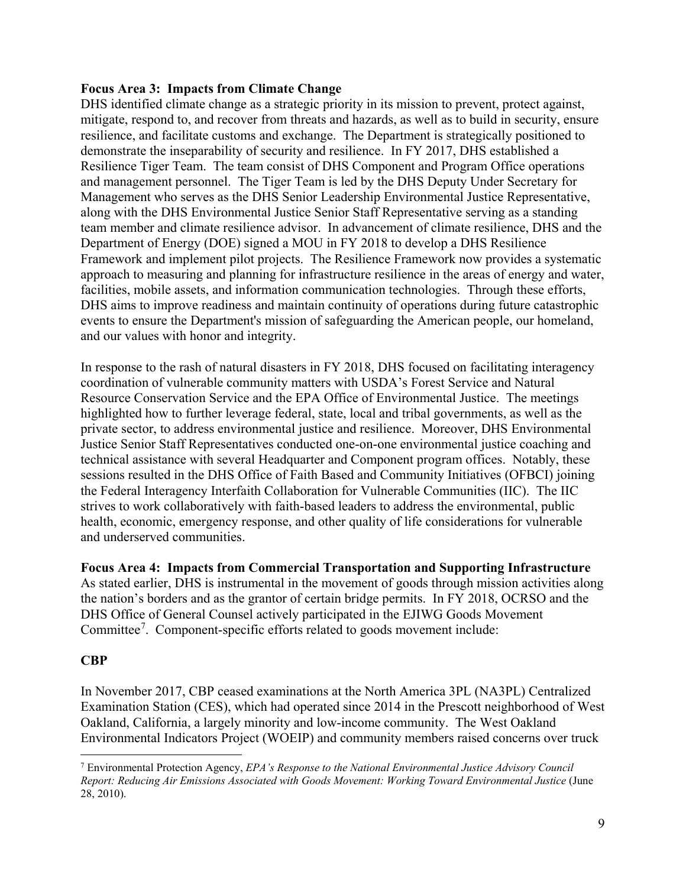**Focus Area 3: Impacts from Climate Change**

DHS identified climate change as a strategic priority in its mission to prevent, protect against, mitigate, respond to, and recover from threats and hazards, as well as to build in security, ensure resilience, and facilitate customs and exchange. The Department is strategically positioned to demonstrate the inseparability of security and resilience. In FY 2017, DHS established a Resilience Tiger Team. The team consist of DHS Component and Program Office operations and management personnel. The Tiger Team is led by the DHS Deputy Under Secretary for Management who serves as the DHS Senior Leadership Environmental Justice Representative, along with the DHS Environmental Justice Senior Staff Representative serving as a standing team member and climate resilience advisor. In advancement of climate resilience, DHS and the Department of Energy (DOE) signed a MOU in FY 2018 to develop a DHS Resilience Framework and implement pilot projects. The Resilience Framework now provides a systematic approach to measuring and planning for infrastructure resilience in the areas of energy and water, facilities, mobile assets, and information communication technologies. Through these efforts, DHS aims to improve readiness and maintain continuity of operations during future catastrophic events to ensure the Department's mission of safeguarding the American people, our homeland, and our values with honor and integrity.

In response to the rash of natural disasters in FY 2018, DHS focused on facilitating interagency coordination of vulnerable community matters with USDA's Forest Service and Natural Resource Conservation Service and the EPA Office of Environmental Justice. The meetings highlighted how to further leverage federal, state, local and tribal governments, as well as the private sector, to address environmental justice and resilience. Moreover, DHS Environmental Justice Senior Staff Representatives conducted one-on-one environmental justice coaching and technical assistance with several Headquarter and Component program offices. Notably, these sessions resulted in the DHS Office of Faith Based and Community Initiatives (OFBCI) joining the Federal Interagency Interfaith Collaboration for Vulnerable Communities (IIC). The IIC strives to work collaboratively with faith-based leaders to address the environmental, public health, economic, emergency response, and other quality of life considerations for vulnerable and underserved communities.

**Focus Area 4: Impacts from Commercial Transportation and Supporting Infrastructure**

As stated earlier, DHS is instrumental in the movement of goods through mission activities along the nation's borders and as the grantor of certain bridge permits. In FY 2018, OCRSO and the DHS Office of General Counsel actively participated in the EJIWG Goods Movement Committee[7]. Component-specific efforts related to goods movement include:

**CBP**

In November 2017, CBP ceased examinations at the North America 3PL (NA3PL) Centralized Examination Station (CES), which had operated since 2014 in the Prescott neighborhood of West Oakland, California, a largely minority and low-income community. The West Oakland Environmental Indicators Project (WOEIP) and community members raised concerns over truck

[7] Environmental Protection Agency, *EPA's Response to the National Environmental Justice Advisory Council Report: Reducing Air Emissions Associated with Goods Movement: Working Toward Environmental Justice* (June 28, 2010).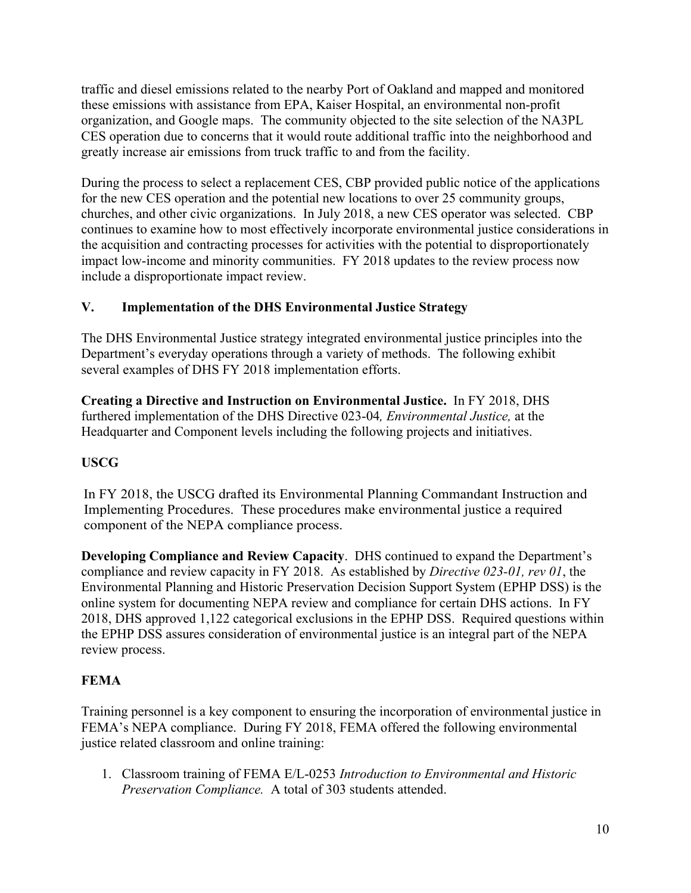traffic and diesel emissions related to the nearby Port of Oakland and mapped and monitored these emissions with assistance from EPA, Kaiser Hospital, an environmental non-profit organization, and Google maps. The community objected to the site selection of the NA3PL CES operation due to concerns that it would route additional traffic into the neighborhood and greatly increase air emissions from truck traffic to and from the facility.

During the process to select a replacement CES, CBP provided public notice of the applications for the new CES operation and the potential new locations to over 25 community groups, churches, and other civic organizations. In July 2018, a new CES operator was selected. CBP continues to examine how to most effectively incorporate environmental justice considerations in the acquisition and contracting processes for activities with the potential to disproportionately impact low-income and minority communities. FY 2018 updates to the review process now include a disproportionate impact review.

## V. Implementation of the DHS Environmental Justice Strategy

The DHS Environmental Justice strategy integrated environmental justice principles into the Department's everyday operations through a variety of methods. The following exhibit several examples of DHS FY 2018 implementation efforts.

**Creating a Directive and Instruction on Environmental Justice.** In FY 2018, DHS furthered implementation of the DHS Directive 023-04*, Environmental Justice,* at the Headquarter and Component levels including the following projects and initiatives.

**USCG**

In FY 2018, the USCG drafted its Environmental Planning Commandant Instruction and Implementing Procedures. These procedures make environmental justice a required component of the NEPA compliance process.

**Developing Compliance and Review Capacity**. DHS continued to expand the Department's compliance and review capacity in FY 2018. As established by *Directive 023-01, rev 01*, the Environmental Planning and Historic Preservation Decision Support System (EPHP DSS) is the online system for documenting NEPA review and compliance for certain DHS actions. In FY 2018, DHS approved 1,122 categorical exclusions in the EPHP DSS. Required questions within the EPHP DSS assures consideration of environmental justice is an integral part of the NEPA review process.

**FEMA**

Training personnel is a key component to ensuring the incorporation of environmental justice in FEMA's NEPA compliance. During FY 2018, FEMA offered the following environmental justice related classroom and online training:

1. Classroom training of FEMA E/L-0253 *Introduction to Environmental and Historic Preservation Compliance.* A total of 303 students attended.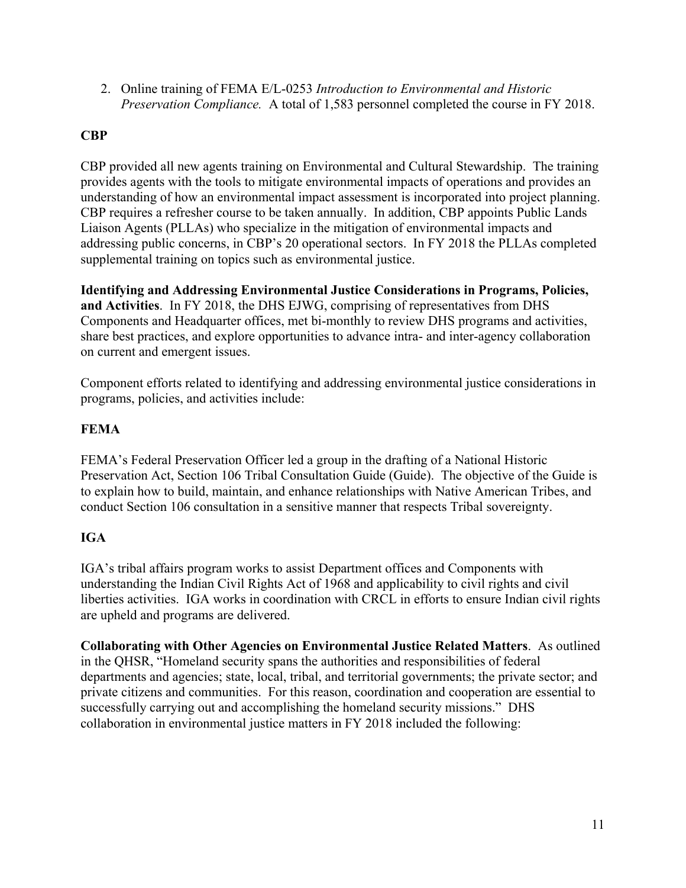2. Online training of FEMA E/L-0253 *Introduction to Environmental and Historic Preservation Compliance.* A total of 1,583 personnel completed the course in FY 2018.

**CBP**

CBP provided all new agents training on Environmental and Cultural Stewardship. The training provides agents with the tools to mitigate environmental impacts of operations and provides an understanding of how an environmental impact assessment is incorporated into project planning. CBP requires a refresher course to be taken annually. In addition, CBP appoints Public Lands Liaison Agents (PLLAs) who specialize in the mitigation of environmental impacts and addressing public concerns, in CBP's 20 operational sectors. In FY 2018 the PLLAs completed supplemental training on topics such as environmental justice.

**Identifying and Addressing Environmental Justice Considerations in Programs, Policies, and Activities**. In FY 2018, the DHS EJWG, comprising of representatives from DHS Components and Headquarter offices, met bi-monthly to review DHS programs and activities, share best practices, and explore opportunities to advance intra- and inter-agency collaboration on current and emergent issues.

Component efforts related to identifying and addressing environmental justice considerations in programs, policies, and activities include:

**FEMA**

FEMA's Federal Preservation Officer led a group in the drafting of a National Historic Preservation Act, Section 106 Tribal Consultation Guide (Guide). The objective of the Guide is to explain how to build, maintain, and enhance relationships with Native American Tribes, and conduct Section 106 consultation in a sensitive manner that respects Tribal sovereignty.

**IGA**

IGA's tribal affairs program works to assist Department offices and Components with understanding the Indian Civil Rights Act of 1968 and applicability to civil rights and civil liberties activities. IGA works in coordination with CRCL in efforts to ensure Indian civil rights are upheld and programs are delivered.

**Collaborating with Other Agencies on Environmental Justice Related Matters**. As outlined in the QHSR, "Homeland security spans the authorities and responsibilities of federal departments and agencies; state, local, tribal, and territorial governments; the private sector; and private citizens and communities. For this reason, coordination and cooperation are essential to successfully carrying out and accomplishing the homeland security missions." DHS collaboration in environmental justice matters in FY 2018 included the following: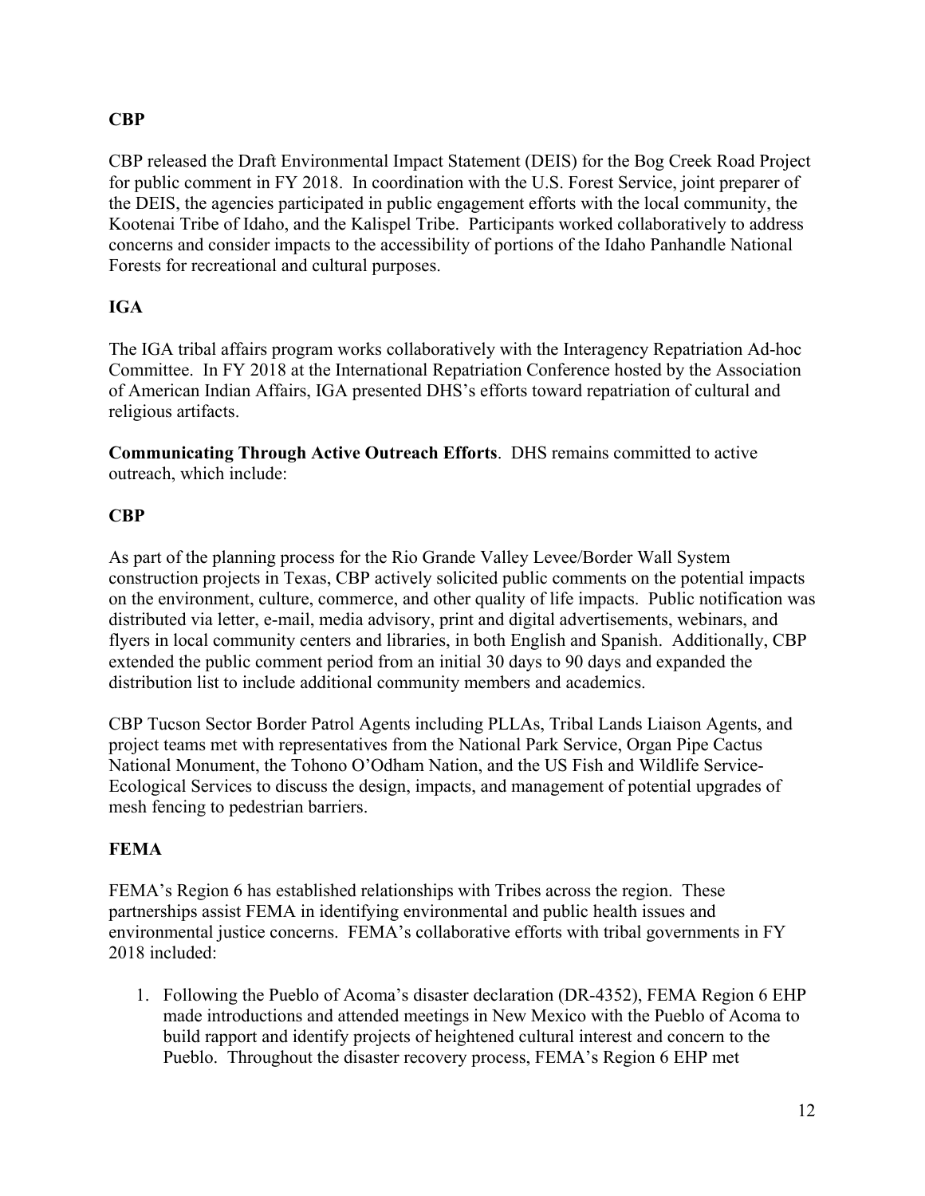**CBP**

CBP released the Draft Environmental Impact Statement (DEIS) for the Bog Creek Road Project for public comment in FY 2018. In coordination with the U.S. Forest Service, joint preparer of the DEIS, the agencies participated in public engagement efforts with the local community, the Kootenai Tribe of Idaho, and the Kalispel Tribe. Participants worked collaboratively to address concerns and consider impacts to the accessibility of portions of the Idaho Panhandle National Forests for recreational and cultural purposes.

**IGA**

The IGA tribal affairs program works collaboratively with the Interagency Repatriation Ad-hoc Committee. In FY 2018 at the International Repatriation Conference hosted by the Association of American Indian Affairs, IGA presented DHS's efforts toward repatriation of cultural and religious artifacts.

**Communicating Through Active Outreach Efforts**. DHS remains committed to active outreach, which include:

**CBP**

As part of the planning process for the Rio Grande Valley Levee/Border Wall System construction projects in Texas, CBP actively solicited public comments on the potential impacts on the environment, culture, commerce, and other quality of life impacts. Public notification was distributed via letter, e-mail, media advisory, print and digital advertisements, webinars, and flyers in local community centers and libraries, in both English and Spanish. Additionally, CBP extended the public comment period from an initial 30 days to 90 days and expanded the distribution list to include additional community members and academics.

CBP Tucson Sector Border Patrol Agents including PLLAs, Tribal Lands Liaison Agents, and project teams met with representatives from the National Park Service, Organ Pipe Cactus National Monument, the Tohono O'Odham Nation, and the US Fish and Wildlife Service-Ecological Services to discuss the design, impacts, and management of potential upgrades of mesh fencing to pedestrian barriers.

**FEMA**

FEMA's Region 6 has established relationships with Tribes across the region. These partnerships assist FEMA in identifying environmental and public health issues and environmental justice concerns. FEMA's collaborative efforts with tribal governments in FY 2018 included:

1. Following the Pueblo of Acoma's disaster declaration (DR-4352), FEMA Region 6 EHP made introductions and attended meetings in New Mexico with the Pueblo of Acoma to build rapport and identify projects of heightened cultural interest and concern to the Pueblo. Throughout the disaster recovery process, FEMA's Region 6 EHP met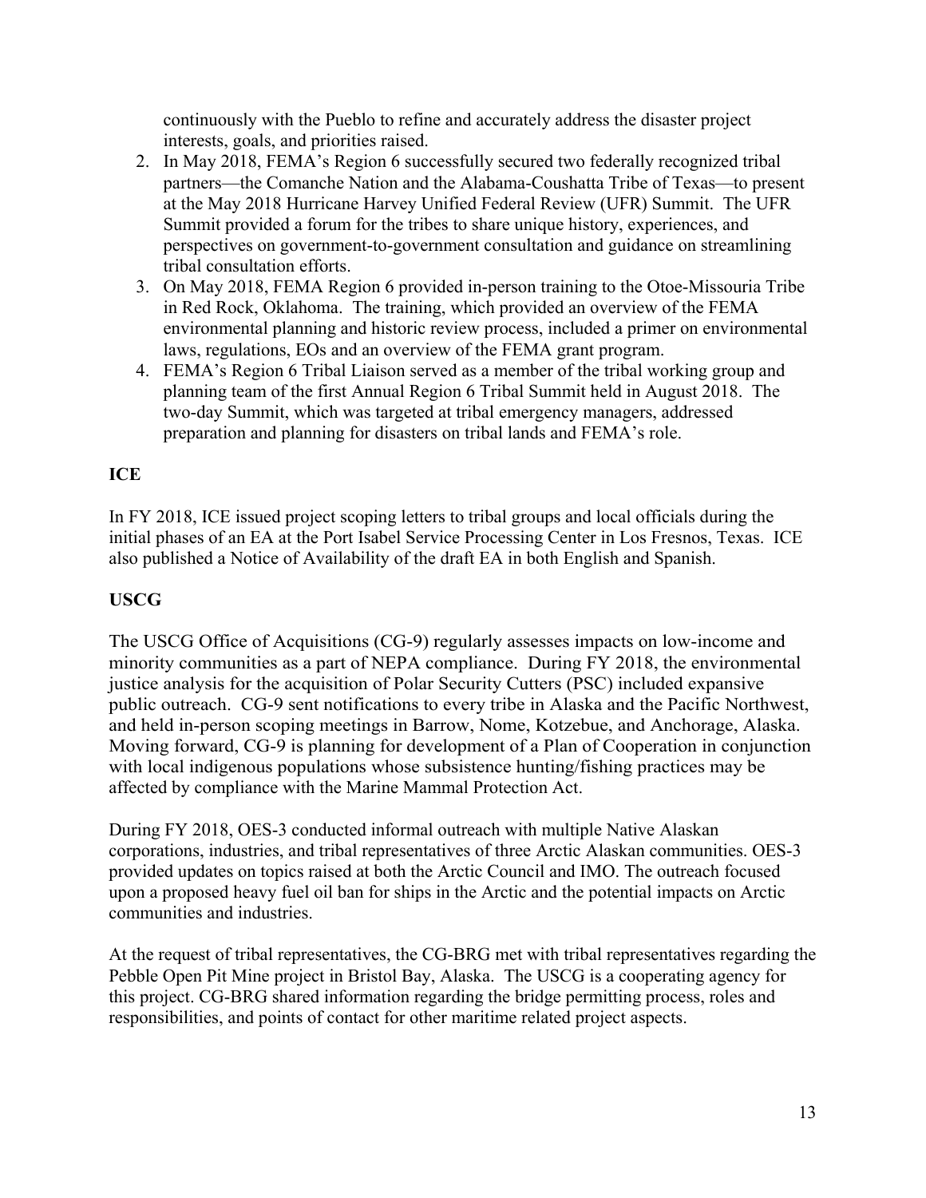continuously with the Pueblo to refine and accurately address the disaster project interests, goals, and priorities raised.

2. In May 2018, FEMA's Region 6 successfully secured two federally recognized tribal partners—the Comanche Nation and the Alabama-Coushatta Tribe of Texas—to present at the May 2018 Hurricane Harvey Unified Federal Review (UFR) Summit. The UFR Summit provided a forum for the tribes to share unique history, experiences, and perspectives on government-to-government consultation and guidance on streamlining tribal consultation efforts.
3. On May 2018, FEMA Region 6 provided in-person training to the Otoe-Missouria Tribe in Red Rock, Oklahoma. The training, which provided an overview of the FEMA environmental planning and historic review process, included a primer on environmental laws, regulations, EOs and an overview of the FEMA grant program.
4. FEMA's Region 6 Tribal Liaison served as a member of the tribal working group and planning team of the first Annual Region 6 Tribal Summit held in August 2018. The two-day Summit, which was targeted at tribal emergency managers, addressed preparation and planning for disasters on tribal lands and FEMA's role.

**ICE**

In FY 2018, ICE issued project scoping letters to tribal groups and local officials during the initial phases of an EA at the Port Isabel Service Processing Center in Los Fresnos, Texas. ICE also published a Notice of Availability of the draft EA in both English and Spanish.

**USCG**

The USCG Office of Acquisitions (CG-9) regularly assesses impacts on low-income and minority communities as a part of NEPA compliance. During FY 2018, the environmental justice analysis for the acquisition of Polar Security Cutters (PSC) included expansive public outreach. CG-9 sent notifications to every tribe in Alaska and the Pacific Northwest, and held in-person scoping meetings in Barrow, Nome, Kotzebue, and Anchorage, Alaska. Moving forward, CG-9 is planning for development of a Plan of Cooperation in conjunction with local indigenous populations whose subsistence hunting/fishing practices may be affected by compliance with the Marine Mammal Protection Act.

During FY 2018, OES-3 conducted informal outreach with multiple Native Alaskan corporations, industries, and tribal representatives of three Arctic Alaskan communities. OES-3 provided updates on topics raised at both the Arctic Council and IMO. The outreach focused upon a proposed heavy fuel oil ban for ships in the Arctic and the potential impacts on Arctic communities and industries.

At the request of tribal representatives, the CG-BRG met with tribal representatives regarding the Pebble Open Pit Mine project in Bristol Bay, Alaska. The USCG is a cooperating agency for this project. CG-BRG shared information regarding the bridge permitting process, roles and responsibilities, and points of contact for other maritime related project aspects.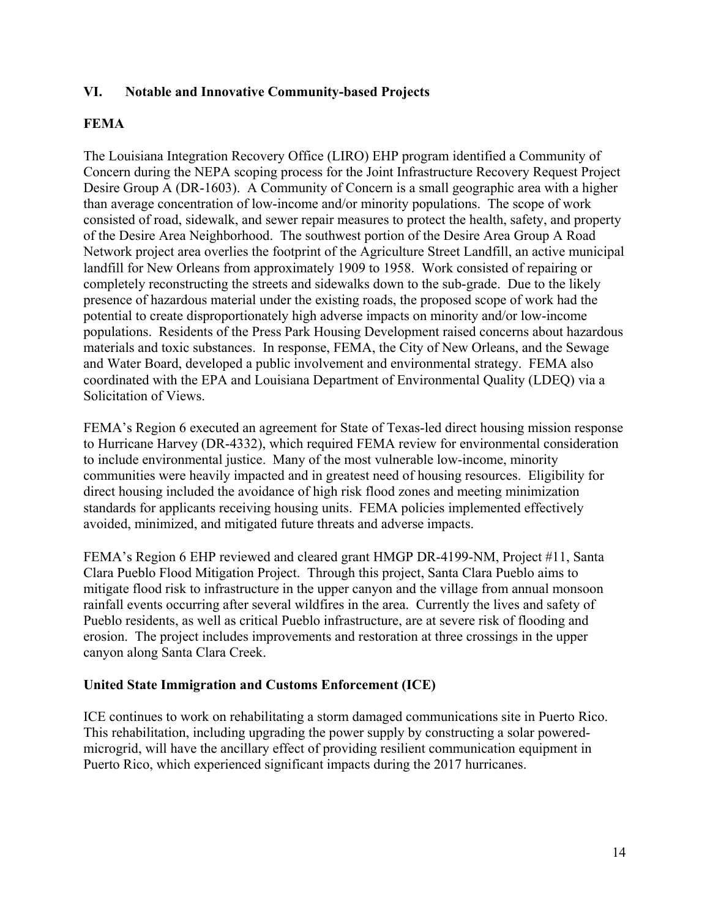## VI. Notable and Innovative Community-based Projects

### FEMA

The Louisiana Integration Recovery Office (LIRO) EHP program identified a Community of Concern during the NEPA scoping process for the Joint Infrastructure Recovery Request Project Desire Group A (DR-1603). A Community of Concern is a small geographic area with a higher than average concentration of low-income and/or minority populations. The scope of work consisted of road, sidewalk, and sewer repair measures to protect the health, safety, and property of the Desire Area Neighborhood. The southwest portion of the Desire Area Group A Road Network project area overlies the footprint of the Agriculture Street Landfill, an active municipal landfill for New Orleans from approximately 1909 to 1958. Work consisted of repairing or completely reconstructing the streets and sidewalks down to the sub-grade. Due to the likely presence of hazardous material under the existing roads, the proposed scope of work had the potential to create disproportionately high adverse impacts on minority and/or low-income populations. Residents of the Press Park Housing Development raised concerns about hazardous materials and toxic substances. In response, FEMA, the City of New Orleans, and the Sewage and Water Board, developed a public involvement and environmental strategy. FEMA also coordinated with the EPA and Louisiana Department of Environmental Quality (LDEQ) via a Solicitation of Views.

FEMA's Region 6 executed an agreement for State of Texas-led direct housing mission response to Hurricane Harvey (DR-4332), which required FEMA review for environmental consideration to include environmental justice. Many of the most vulnerable low-income, minority communities were heavily impacted and in greatest need of housing resources. Eligibility for direct housing included the avoidance of high risk flood zones and meeting minimization standards for applicants receiving housing units. FEMA policies implemented effectively avoided, minimized, and mitigated future threats and adverse impacts.

FEMA's Region 6 EHP reviewed and cleared grant HMGP DR-4199-NM, Project #11, Santa Clara Pueblo Flood Mitigation Project. Through this project, Santa Clara Pueblo aims to mitigate flood risk to infrastructure in the upper canyon and the village from annual monsoon rainfall events occurring after several wildfires in the area. Currently the lives and safety of Pueblo residents, as well as critical Pueblo infrastructure, are at severe risk of flooding and erosion. The project includes improvements and restoration at three crossings in the upper canyon along Santa Clara Creek.

### United State Immigration and Customs Enforcement (ICE)

ICE continues to work on rehabilitating a storm damaged communications site in Puerto Rico. This rehabilitation, including upgrading the power supply by constructing a solar powered-microgrid, will have the ancillary effect of providing resilient communication equipment in Puerto Rico, which experienced significant impacts during the 2017 hurricanes.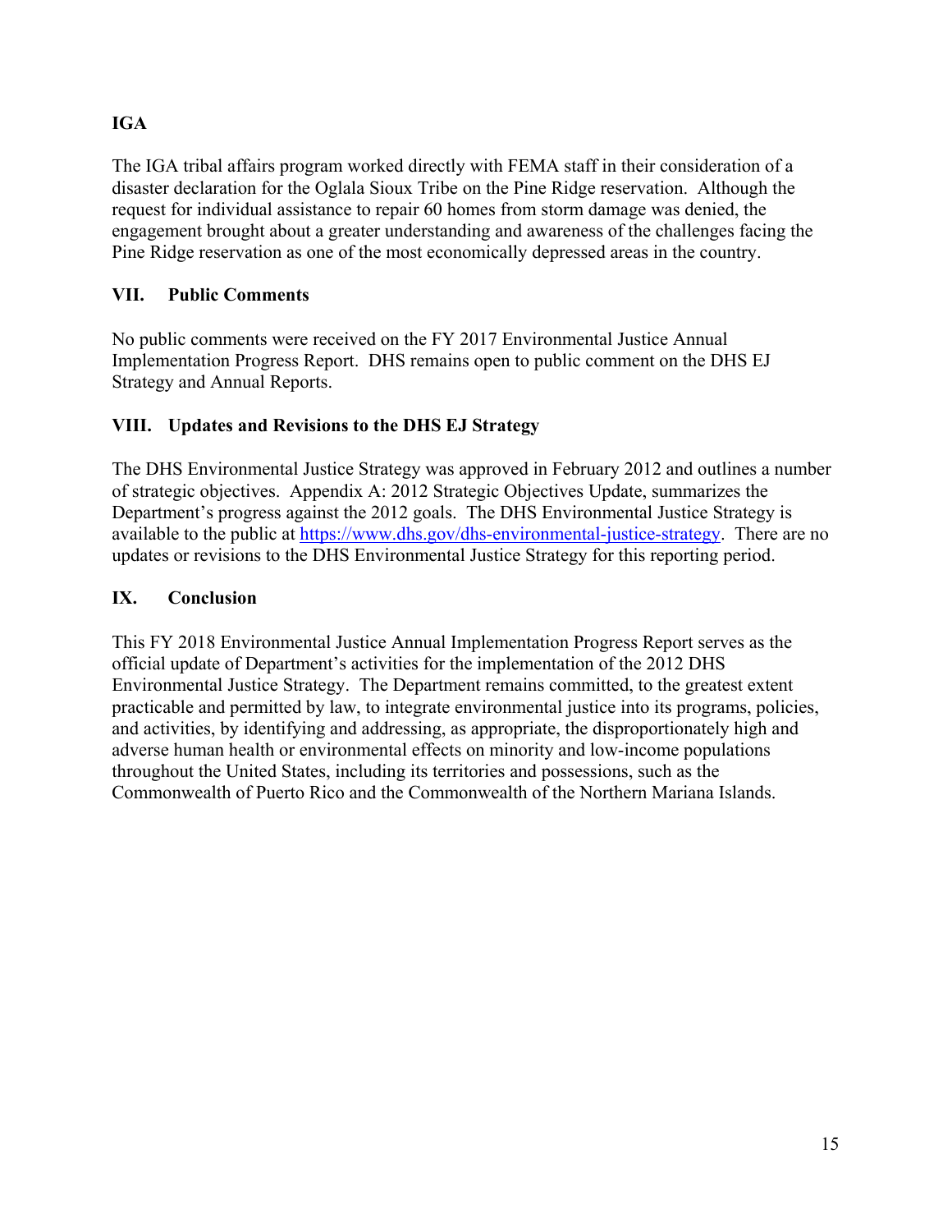### IGA

The IGA tribal affairs program worked directly with FEMA staff in their consideration of a disaster declaration for the Oglala Sioux Tribe on the Pine Ridge reservation. Although the request for individual assistance to repair 60 homes from storm damage was denied, the engagement brought about a greater understanding and awareness of the challenges facing the Pine Ridge reservation as one of the most economically depressed areas in the country.

## VII. Public Comments

No public comments were received on the FY 2017 Environmental Justice Annual Implementation Progress Report. DHS remains open to public comment on the DHS EJ Strategy and Annual Reports.

## VIII. Updates and Revisions to the DHS EJ Strategy

The DHS Environmental Justice Strategy was approved in February 2012 and outlines a number of strategic objectives. Appendix A: 2012 Strategic Objectives Update, summarizes the Department's progress against the 2012 goals. The DHS Environmental Justice Strategy is available to the public at [https://www.dhs.gov/dhs-environmental-justice-strategy](https://www.dhs.gov/dhs-environmental-justice-strategy). There are no updates or revisions to the DHS Environmental Justice Strategy for this reporting period.

## IX. Conclusion

This FY 2018 Environmental Justice Annual Implementation Progress Report serves as the official update of Department's activities for the implementation of the 2012 DHS Environmental Justice Strategy. The Department remains committed, to the greatest extent practicable and permitted by law, to integrate environmental justice into its programs, policies, and activities, by identifying and addressing, as appropriate, the disproportionately high and adverse human health or environmental effects on minority and low-income populations throughout the United States, including its territories and possessions, such as the Commonwealth of Puerto Rico and the Commonwealth of the Northern Mariana Islands.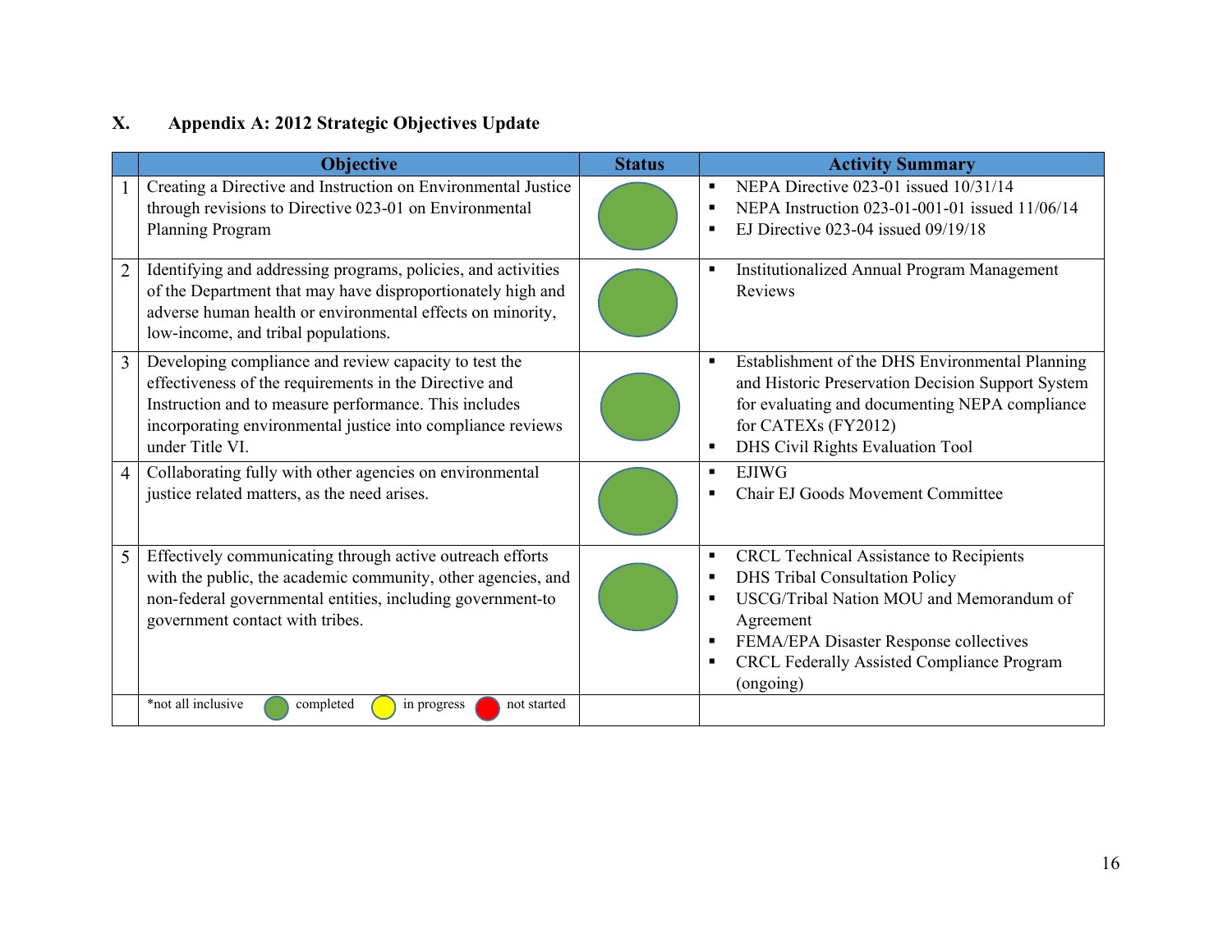## X. Appendix A: 2012 Strategic Objectives Update

| | Objective | Status | Activity Summary |
|---|---|---|---|
| 1 | Creating a Directive and Instruction on Environmental Justice through revisions to Directive 023-01 on Environmental Planning Program | completed | ▪ NEPA Directive 023-01 issued 10/31/14<br>▪ NEPA Instruction 023-01-001-01 issued 11/06/14<br>▪ EJ Directive 023-04 issued 09/19/18 |
| 2 | Identifying and addressing programs, policies, and activities of the Department that may have disproportionately high and adverse human health or environmental effects on minority, low-income, and tribal populations. | completed | ▪ Institutionalized Annual Program Management Reviews |
| 3 | Developing compliance and review capacity to test the effectiveness of the requirements in the Directive and Instruction and to measure performance. This includes incorporating environmental justice into compliance reviews under Title VI. | completed | ▪ Establishment of the DHS Environmental Planning and Historic Preservation Decision Support System for evaluating and documenting NEPA compliance for CATEXs (FY2012)<br>▪ DHS Civil Rights Evaluation Tool |
| 4 | Collaborating fully with other agencies on environmental justice related matters, as the need arises. | completed | ▪ EJIWG<br>▪ Chair EJ Goods Movement Committee |
| 5 | Effectively communicating through active outreach efforts with the public, the academic community, other agencies, and non-federal governmental entities, including government-to government contact with tribes. | completed | ▪ CRCL Technical Assistance to Recipients<br>▪ DHS Tribal Consultation Policy<br>▪ USCG/Tribal Nation MOU and Memorandum of Agreement<br>▪ FEMA/EPA Disaster Response collectives<br>▪ CRCL Federally Assisted Compliance Program (ongoing) |
| | *not all inclusive  (green) completed  (yellow) in progress  (red) not started | | |